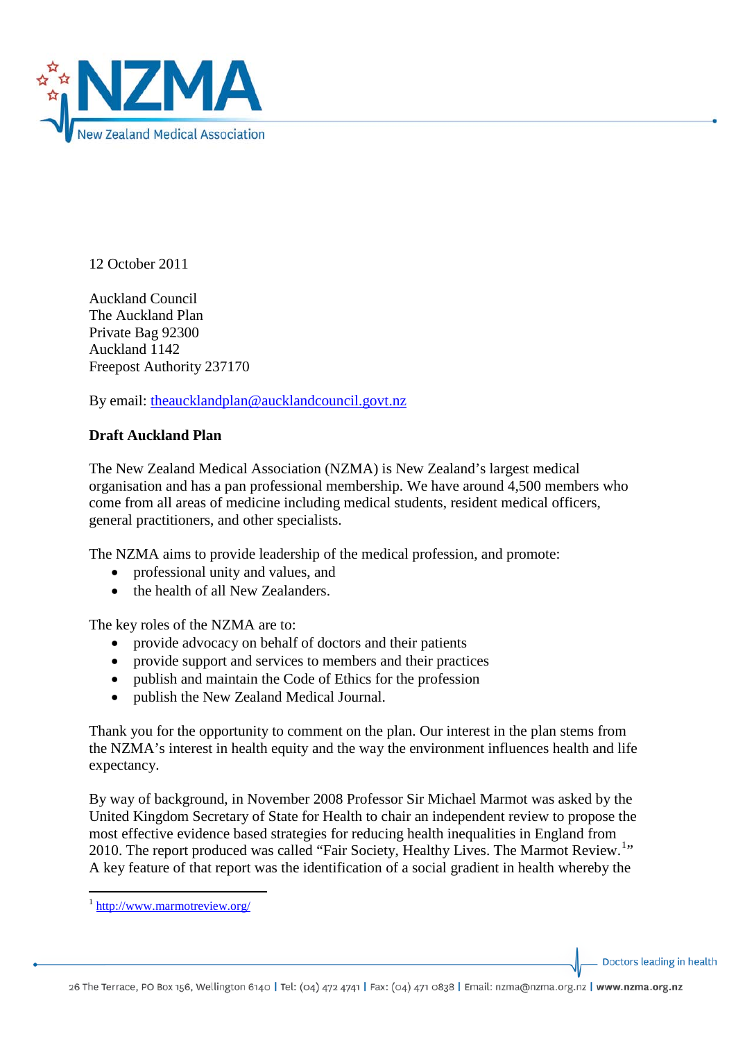12 October 2011

Auckland Council
The Auckland Plan
Private Bag 92300
Auckland 1142
Freepost Authority 237170

By email: theaucklandplan@aucklandcouncil.govt.nz

**Draft Auckland Plan**

The New Zealand Medical Association (NZMA) is New Zealand's largest medical organisation and has a pan professional membership. We have around 4,500 members who come from all areas of medicine including medical students, resident medical officers, general practitioners, and other specialists.

The NZMA aims to provide leadership of the medical profession, and promote:

- professional unity and values, and
- the health of all New Zealanders.

The key roles of the NZMA are to:

- provide advocacy on behalf of doctors and their patients
- provide support and services to members and their practices
- publish and maintain the Code of Ethics for the profession
- publish the New Zealand Medical Journal.

Thank you for the opportunity to comment on the plan. Our interest in the plan stems from the NZMA's interest in health equity and the way the environment influences health and life expectancy.

By way of background, in November 2008 Professor Sir Michael Marmot was asked by the United Kingdom Secretary of State for Health to chair an independent review to propose the most effective evidence based strategies for reducing health inequalities in England from 2010. The report produced was called "Fair Society, Healthy Lives. The Marmot Review.[1]" A key feature of that report was the identification of a social gradient in health whereby the

[1] http://www.marmotreview.org/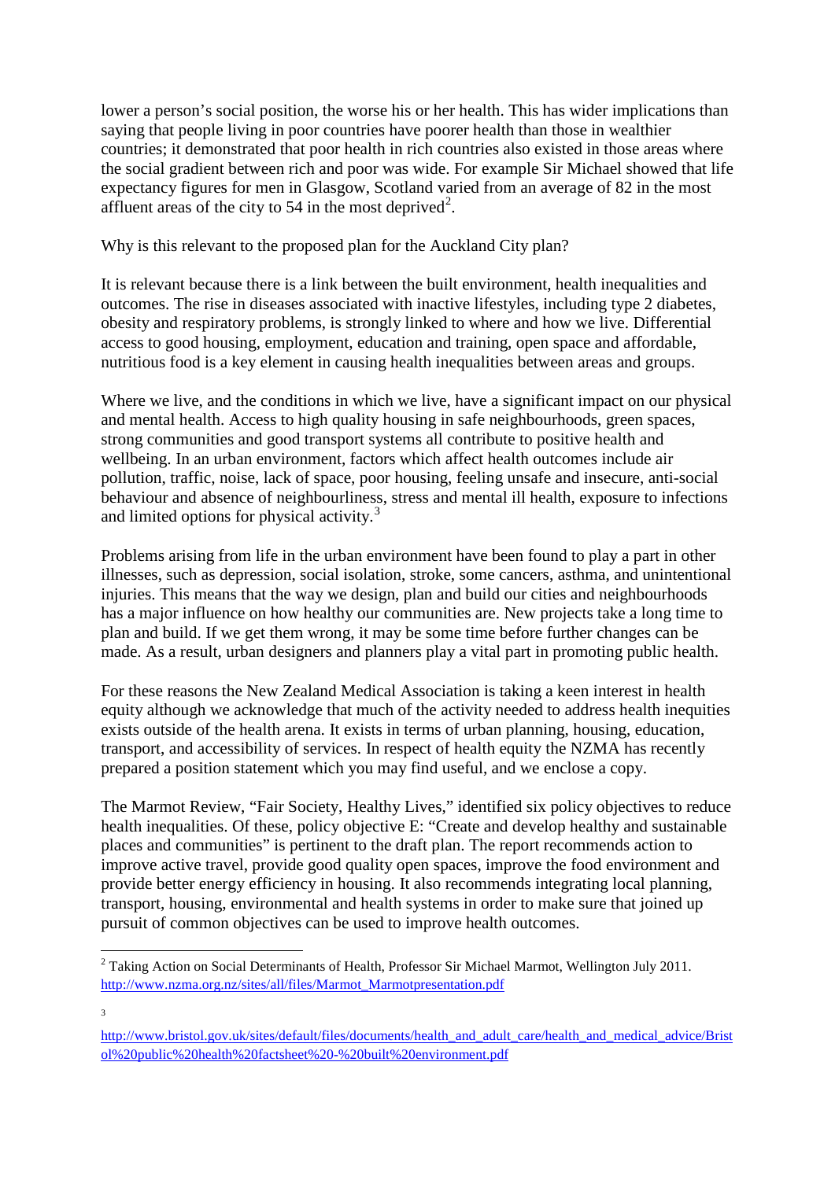lower a person's social position, the worse his or her health. This has wider implications than saying that people living in poor countries have poorer health than those in wealthier countries; it demonstrated that poor health in rich countries also existed in those areas where the social gradient between rich and poor was wide. For example Sir Michael showed that life expectancy figures for men in Glasgow, Scotland varied from an average of 82 in the most affluent areas of the city to 54 in the most deprived[2].

Why is this relevant to the proposed plan for the Auckland City plan?

It is relevant because there is a link between the built environment, health inequalities and outcomes. The rise in diseases associated with inactive lifestyles, including type 2 diabetes, obesity and respiratory problems, is strongly linked to where and how we live. Differential access to good housing, employment, education and training, open space and affordable, nutritious food is a key element in causing health inequalities between areas and groups.

Where we live, and the conditions in which we live, have a significant impact on our physical and mental health. Access to high quality housing in safe neighbourhoods, green spaces, strong communities and good transport systems all contribute to positive health and wellbeing. In an urban environment, factors which affect health outcomes include air pollution, traffic, noise, lack of space, poor housing, feeling unsafe and insecure, anti-social behaviour and absence of neighbourliness, stress and mental ill health, exposure to infections and limited options for physical activity.[3]

Problems arising from life in the urban environment have been found to play a part in other illnesses, such as depression, social isolation, stroke, some cancers, asthma, and unintentional injuries. This means that the way we design, plan and build our cities and neighbourhoods has a major influence on how healthy our communities are. New projects take a long time to plan and build. If we get them wrong, it may be some time before further changes can be made. As a result, urban designers and planners play a vital part in promoting public health.

For these reasons the New Zealand Medical Association is taking a keen interest in health equity although we acknowledge that much of the activity needed to address health inequities exists outside of the health arena. It exists in terms of urban planning, housing, education, transport, and accessibility of services. In respect of health equity the NZMA has recently prepared a position statement which you may find useful, and we enclose a copy.

The Marmot Review, "Fair Society, Healthy Lives," identified six policy objectives to reduce health inequalities. Of these, policy objective E: "Create and develop healthy and sustainable places and communities" is pertinent to the draft plan. The report recommends action to improve active travel, provide good quality open spaces, improve the food environment and provide better energy efficiency in housing. It also recommends integrating local planning, transport, housing, environmental and health systems in order to make sure that joined up pursuit of common objectives can be used to improve health outcomes.

---

[2] Taking Action on Social Determinants of Health, Professor Sir Michael Marmot, Wellington July 2011. http://www.nzma.org.nz/sites/all/files/Marmot_Marmotpresentation.pdf

[3] http://www.bristol.gov.uk/sites/default/files/documents/health_and_adult_care/health_and_medical_advice/Bristol%20public%20health%20factsheet%20-%20built%20environment.pdf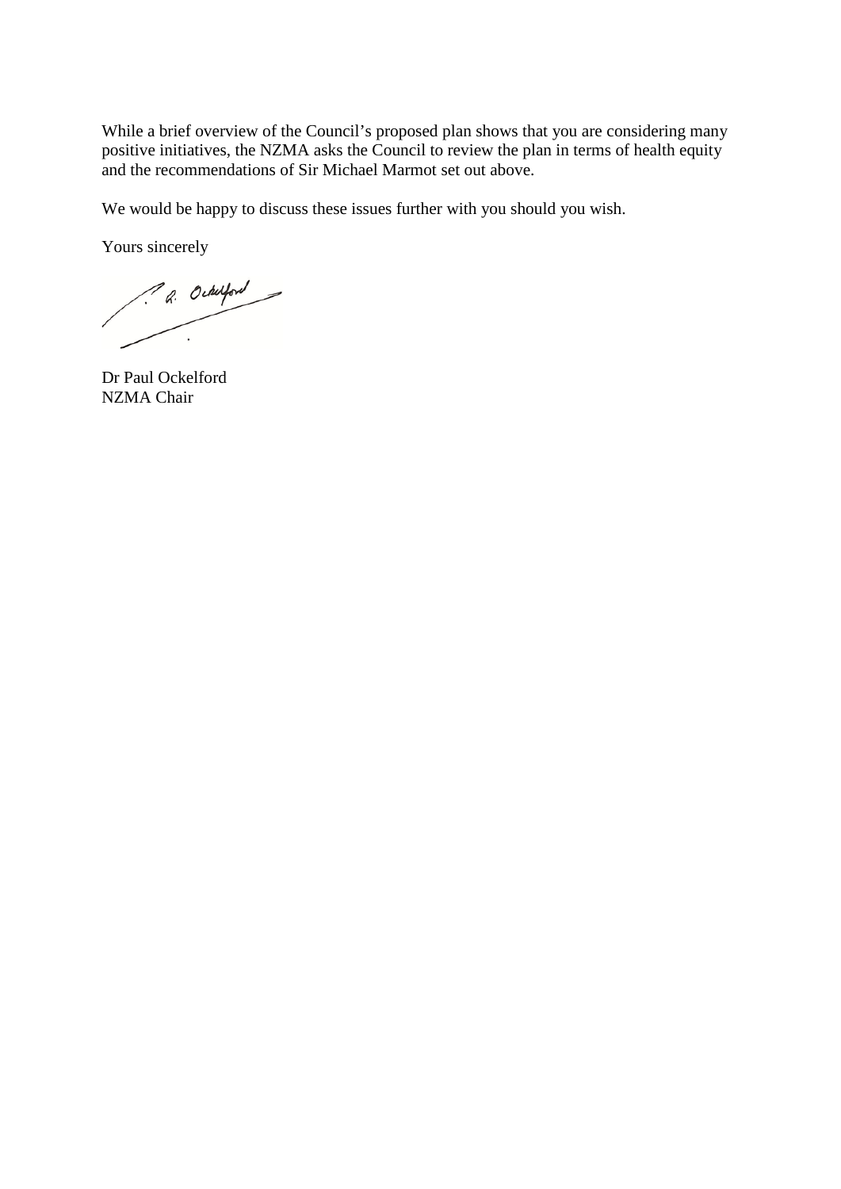While a brief overview of the Council's proposed plan shows that you are considering many positive initiatives, the NZMA asks the Council to review the plan in terms of health equity and the recommendations of Sir Michael Marmot set out above.

We would be happy to discuss these issues further with you should you wish.

Yours sincerely

Dr Paul Ockelford  
NZMA Chair